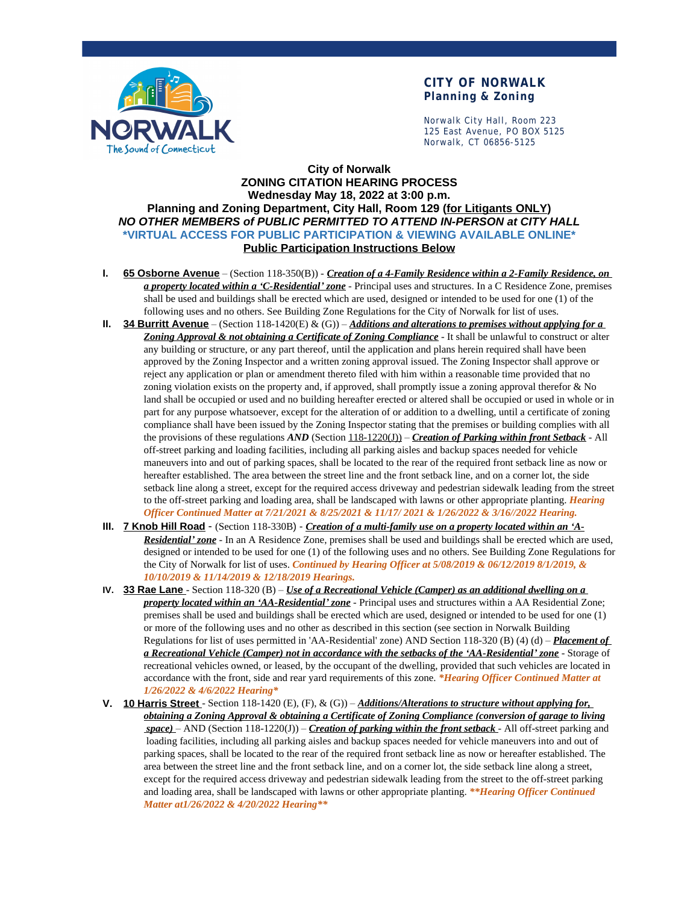**CITY OF NORWALK**
**Planning & Zoning**

Norwalk City Hall, Room 223
125 East Avenue, PO BOX 5125
Norwalk, CT 06856-5125

**City of Norwalk**
**ZONING CITATION HEARING PROCESS**
**Wednesday May 18, 2022 at 3:00 p.m.**
**Planning and Zoning Department, City Hall, Room 129 (for Litigants ONLY)**
***NO OTHER MEMBERS of PUBLIC PERMITTED TO ATTEND IN-PERSON at CITY HALL***
**\*VIRTUAL ACCESS FOR PUBLIC PARTICIPATION & VIEWING AVAILABLE ONLINE\***
**Public Participation Instructions Below**

I. **65 Osborne Avenue** – (Section 118-350(B)) - ***Creation of a 4-Family Residence within a 2-Family Residence, on a property located within a 'C-Residential' zone*** - Principal uses and structures. In a C Residence Zone, premises shall be used and buildings shall be erected which are used, designed or intended to be used for one (1) of the following uses and no others. See Building Zone Regulations for the City of Norwalk for list of uses.

II. **34 Burritt Avenue** – (Section 118-1420(E) & (G)) – ***Additions and alterations to premises without applying for a Zoning Approval & not obtaining a Certificate of Zoning Compliance*** - It shall be unlawful to construct or alter any building or structure, or any part thereof, until the application and plans herein required shall have been approved by the Zoning Inspector and a written zoning approval issued. The Zoning Inspector shall approve or reject any application or plan or amendment thereto filed with him within a reasonable time provided that no zoning violation exists on the property and, if approved, shall promptly issue a zoning approval therefor & No land shall be occupied or used and no building hereafter erected or altered shall be occupied or used in whole or in part for any purpose whatsoever, except for the alteration of or addition to a dwelling, until a certificate of zoning compliance shall have been issued by the Zoning Inspector stating that the premises or building complies with all the provisions of these regulations ***AND*** (Section 118-1220(J)) – ***Creation of Parking within front Setback*** - All off-street parking and loading facilities, including all parking aisles and backup spaces needed for vehicle maneuvers into and out of parking spaces, shall be located to the rear of the required front setback line as now or hereafter established. The area between the street line and the front setback line, and on a corner lot, the side setback line along a street, except for the required access driveway and pedestrian sidewalk leading from the street to the off-street parking and loading area, shall be landscaped with lawns or other appropriate planting. ***Hearing Officer Continued Matter at 7/21/2021 & 8/25/2021 & 11/17/ 2021 & 1/26/2022 & 3/16//2022 Hearing.***

III. **7 Knob Hill Road** - (Section 118-330B) - ***Creation of a multi-family use on a property located within an 'A-Residential' zone*** - In an A Residence Zone, premises shall be used and buildings shall be erected which are used, designed or intended to be used for one (1) of the following uses and no others. See Building Zone Regulations for the City of Norwalk for list of uses. ***Continued by Hearing Officer at 5/08/2019 & 06/12/2019 8/1/2019, & 10/10/2019 & 11/14/2019 & 12/18/2019 Hearings.***

IV. **33 Rae Lane** - Section 118-320 (B) – ***Use of a Recreational Vehicle (Camper) as an additional dwelling on a property located within an 'AA-Residential' zone*** - Principal uses and structures within a AA Residential Zone; premises shall be used and buildings shall be erected which are used, designed or intended to be used for one (1) or more of the following uses and no other as described in this section (see section in Norwalk Building Regulations for list of uses permitted in 'AA-Residential' zone) AND Section 118-320 (B) (4) (d) – ***Placement of a Recreational Vehicle (Camper) not in accordance with the setbacks of the 'AA-Residential' zone*** - Storage of recreational vehicles owned, or leased, by the occupant of the dwelling, provided that such vehicles are located in accordance with the front, side and rear yard requirements of this zone. ***\*Hearing Officer Continued Matter at 1/26/2022 & 4/6/2022 Hearing\****

V. **10 Harris Street** - Section 118-1420 (E), (F), & (G)) – ***Additions/Alterations to structure without applying for, obtaining a Zoning Approval & obtaining a Certificate of Zoning Compliance (conversion of garage to living space)*** – AND (Section 118-1220(J)) – ***Creation of parking within the front setback*** - All off-street parking and loading facilities, including all parking aisles and backup spaces needed for vehicle maneuvers into and out of parking spaces, shall be located to the rear of the required front setback line as now or hereafter established. The area between the street line and the front setback line, and on a corner lot, the side setback line along a street, except for the required access driveway and pedestrian sidewalk leading from the street to the off-street parking and loading area, shall be landscaped with lawns or other appropriate planting. ***\*\*Hearing Officer Continued Matter at1/26/2022 & 4/20/2022 Hearing\*\****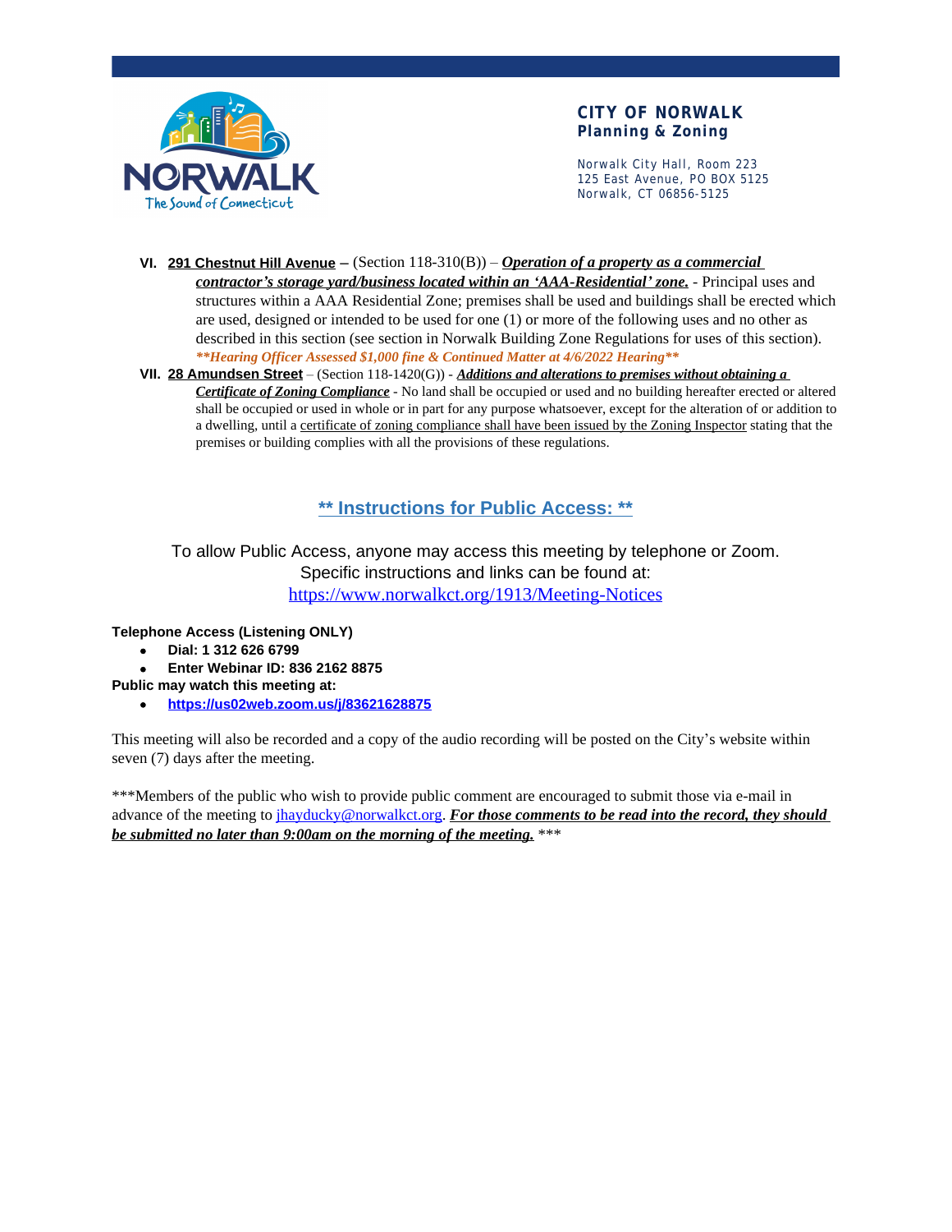**CITY OF NORWALK**
**Planning & Zoning**

Norwalk City Hall, Room 223
125 East Avenue, PO BOX 5125
Norwalk, CT 06856-5125

**VI.** **291 Chestnut Hill Avenue** – (Section 118-310(B)) – ***Operation of a property as a commercial contractor's storage yard/business located within an 'AAA-Residential' zone.*** - Principal uses and structures within a AAA Residential Zone; premises shall be used and buildings shall be erected which are used, designed or intended to be used for one (1) or more of the following uses and no other as described in this section (see section in Norwalk Building Zone Regulations for uses of this section). ***\*\*Hearing Officer Assessed $1,000 fine & Continued Matter at 4/6/2022 Hearing\*\****

**VII.** **28 Amundsen Street** – (Section 118-1420(G)) - ***Additions and alterations to premises without obtaining a Certificate of Zoning Compliance*** - No land shall be occupied or used and no building hereafter erected or altered shall be occupied or used in whole or in part for any purpose whatsoever, except for the alteration of or addition to a dwelling, until a certificate of zoning compliance shall have been issued by the Zoning Inspector stating that the premises or building complies with all the provisions of these regulations.

## ** Instructions for Public Access: **

To allow Public Access, anyone may access this meeting by telephone or Zoom.
Specific instructions and links can be found at:
https://www.norwalkct.org/1913/Meeting-Notices

**Telephone Access (Listening ONLY)**

- **Dial: 1 312 626 6799**
- **Enter Webinar ID: 836 2162 8875**

**Public may watch this meeting at:**

- **https://us02web.zoom.us/j/83621628875**

This meeting will also be recorded and a copy of the audio recording will be posted on the City's website within seven (7) days after the meeting.

***Members of the public who wish to provide public comment are encouraged to submit those via e-mail in advance of the meeting to jhayducky@norwalkct.org. ***For those comments to be read into the record, they should be submitted no later than 9:00am on the morning of the meeting.*** ***